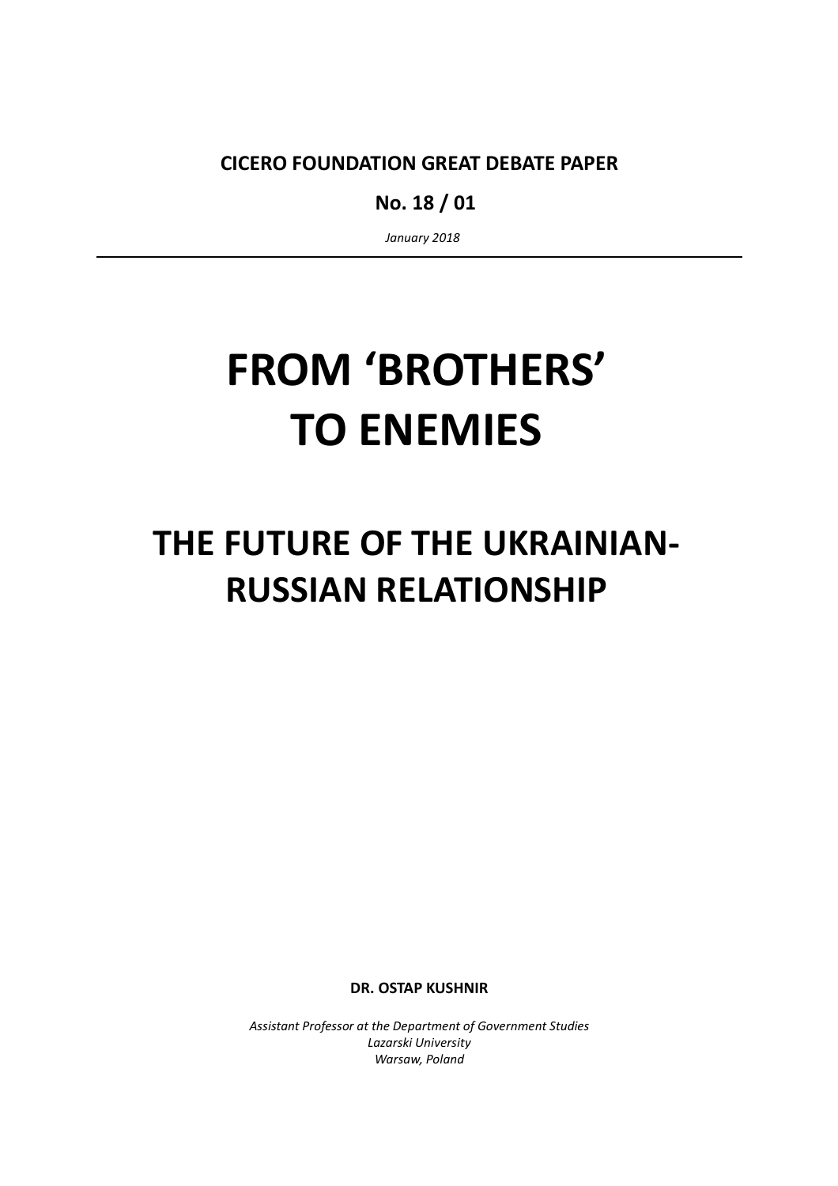**CICERO FOUNDATION GREAT DEBATE PAPER**

**No. 18 / 01**

*January 2018*

---

# FROM 'BROTHERS' TO ENEMIES

## THE FUTURE OF THE UKRAINIAN-RUSSIAN RELATIONSHIP

**DR. OSTAP KUSHNIR**

*Assistant Professor at the Department of Government Studies*
*Lazarski University*
*Warsaw, Poland*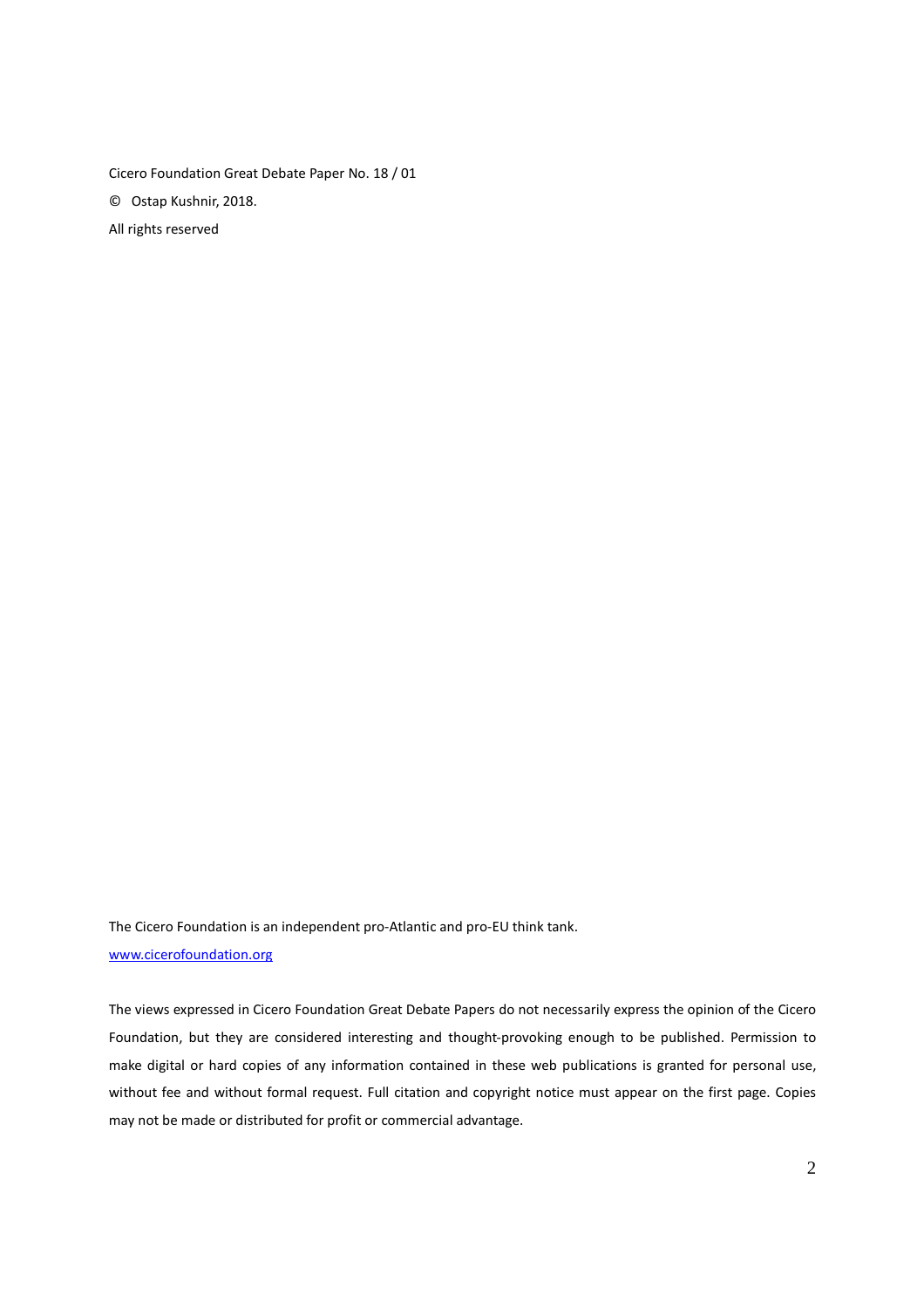Cicero Foundation Great Debate Paper No. 18 / 01

© Ostap Kushnir, 2018.

All rights reserved

The Cicero Foundation is an independent pro-Atlantic and pro-EU think tank.

[www.cicerofoundation.org](http://www.cicerofoundation.org)

The views expressed in Cicero Foundation Great Debate Papers do not necessarily express the opinion of the Cicero Foundation, but they are considered interesting and thought-provoking enough to be published. Permission to make digital or hard copies of any information contained in these web publications is granted for personal use, without fee and without formal request. Full citation and copyright notice must appear on the first page. Copies may not be made or distributed for profit or commercial advantage.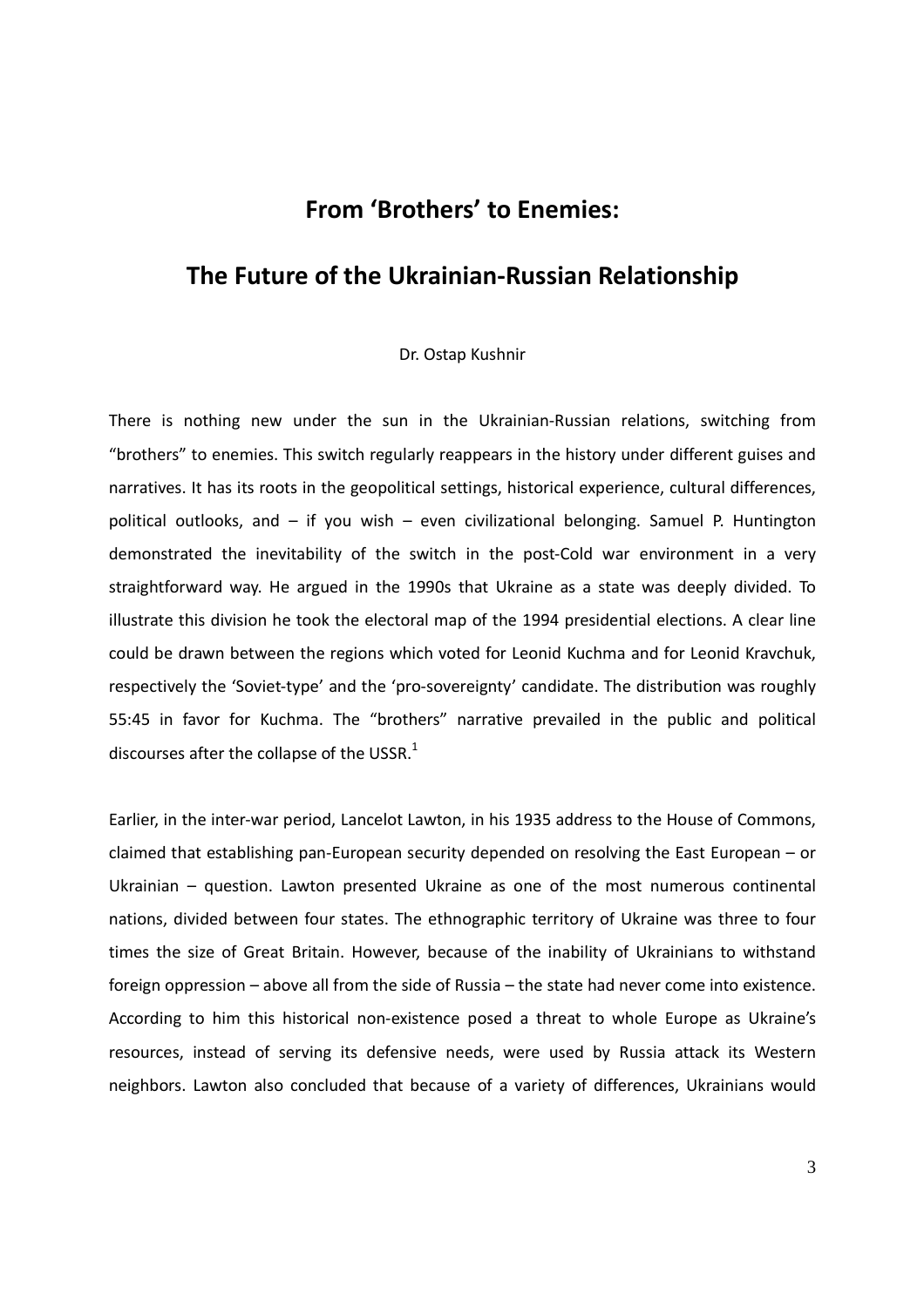# From 'Brothers' to Enemies:

# The Future of the Ukrainian-Russian Relationship

Dr. Ostap Kushnir

There is nothing new under the sun in the Ukrainian-Russian relations, switching from "brothers" to enemies. This switch regularly reappears in the history under different guises and narratives. It has its roots in the geopolitical settings, historical experience, cultural differences, political outlooks, and – if you wish – even civilizational belonging. Samuel P. Huntington demonstrated the inevitability of the switch in the post-Cold war environment in a very straightforward way. He argued in the 1990s that Ukraine as a state was deeply divided. To illustrate this division he took the electoral map of the 1994 presidential elections. A clear line could be drawn between the regions which voted for Leonid Kuchma and for Leonid Kravchuk, respectively the 'Soviet-type' and the 'pro-sovereignty' candidate. The distribution was roughly 55:45 in favor for Kuchma. The "brothers" narrative prevailed in the public and political discourses after the collapse of the USSR.[1]

Earlier, in the inter-war period, Lancelot Lawton, in his 1935 address to the House of Commons, claimed that establishing pan-European security depended on resolving the East European – or Ukrainian – question. Lawton presented Ukraine as one of the most numerous continental nations, divided between four states. The ethnographic territory of Ukraine was three to four times the size of Great Britain. However, because of the inability of Ukrainians to withstand foreign oppression – above all from the side of Russia – the state had never come into existence. According to him this historical non-existence posed a threat to whole Europe as Ukraine's resources, instead of serving its defensive needs, were used by Russia attack its Western neighbors. Lawton also concluded that because of a variety of differences, Ukrainians would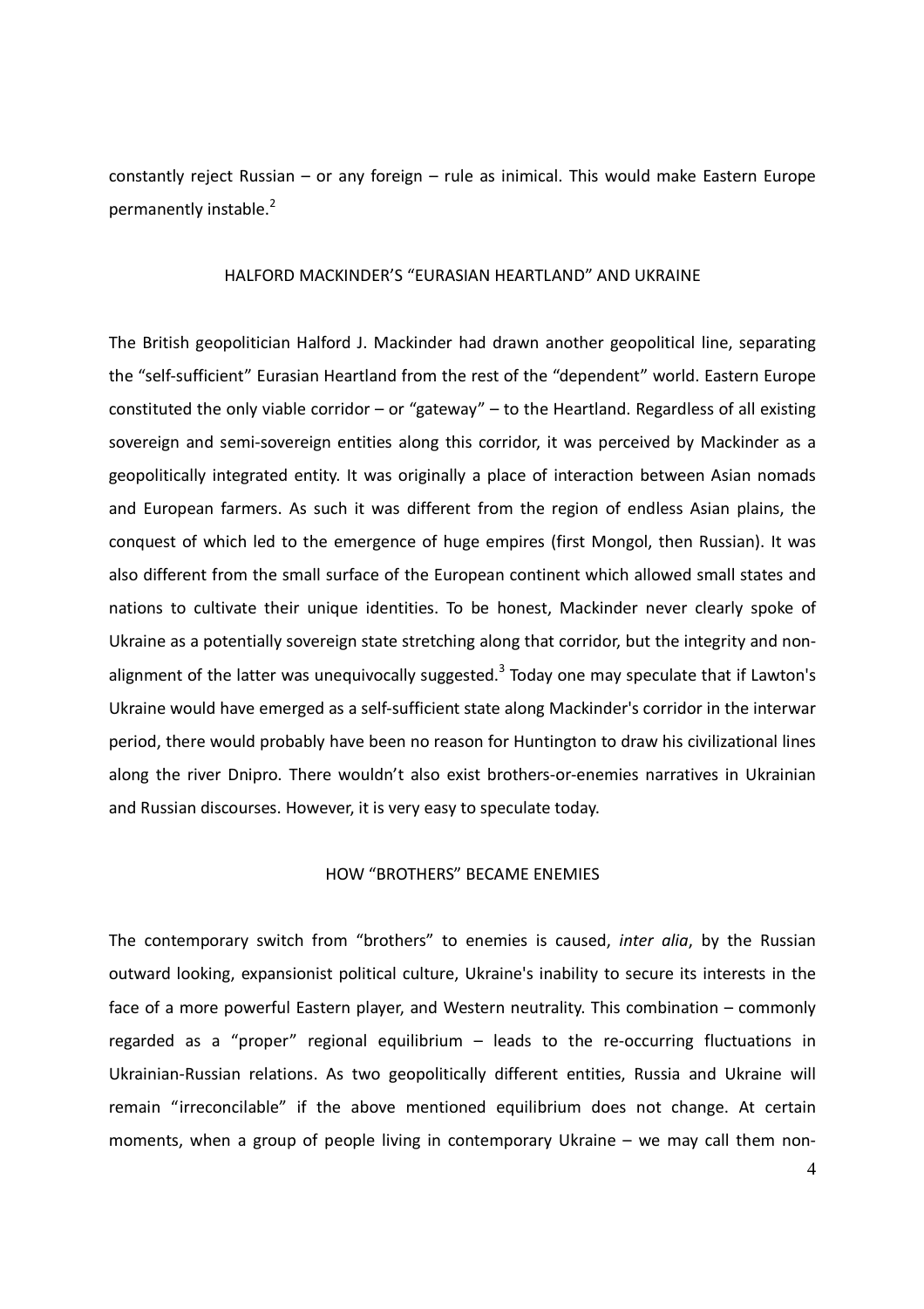constantly reject Russian – or any foreign – rule as inimical. This would make Eastern Europe permanently instable.[2]

## HALFORD MACKINDER'S "EURASIAN HEARTLAND" AND UKRAINE

The British geopolitician Halford J. Mackinder had drawn another geopolitical line, separating the "self-sufficient" Eurasian Heartland from the rest of the "dependent" world. Eastern Europe constituted the only viable corridor – or "gateway" – to the Heartland. Regardless of all existing sovereign and semi-sovereign entities along this corridor, it was perceived by Mackinder as a geopolitically integrated entity. It was originally a place of interaction between Asian nomads and European farmers. As such it was different from the region of endless Asian plains, the conquest of which led to the emergence of huge empires (first Mongol, then Russian). It was also different from the small surface of the European continent which allowed small states and nations to cultivate their unique identities. To be honest, Mackinder never clearly spoke of Ukraine as a potentially sovereign state stretching along that corridor, but the integrity and non-alignment of the latter was unequivocally suggested.[3] Today one may speculate that if Lawton's Ukraine would have emerged as a self-sufficient state along Mackinder's corridor in the interwar period, there would probably have been no reason for Huntington to draw his civilizational lines along the river Dnipro. There wouldn't also exist brothers-or-enemies narratives in Ukrainian and Russian discourses. However, it is very easy to speculate today.

## HOW "BROTHERS" BECAME ENEMIES

The contemporary switch from "brothers" to enemies is caused, *inter alia*, by the Russian outward looking, expansionist political culture, Ukraine's inability to secure its interests in the face of a more powerful Eastern player, and Western neutrality. This combination – commonly regarded as a "proper" regional equilibrium – leads to the re-occurring fluctuations in Ukrainian-Russian relations. As two geopolitically different entities, Russia and Ukraine will remain "irreconcilable" if the above mentioned equilibrium does not change. At certain moments, when a group of people living in contemporary Ukraine – we may call them non-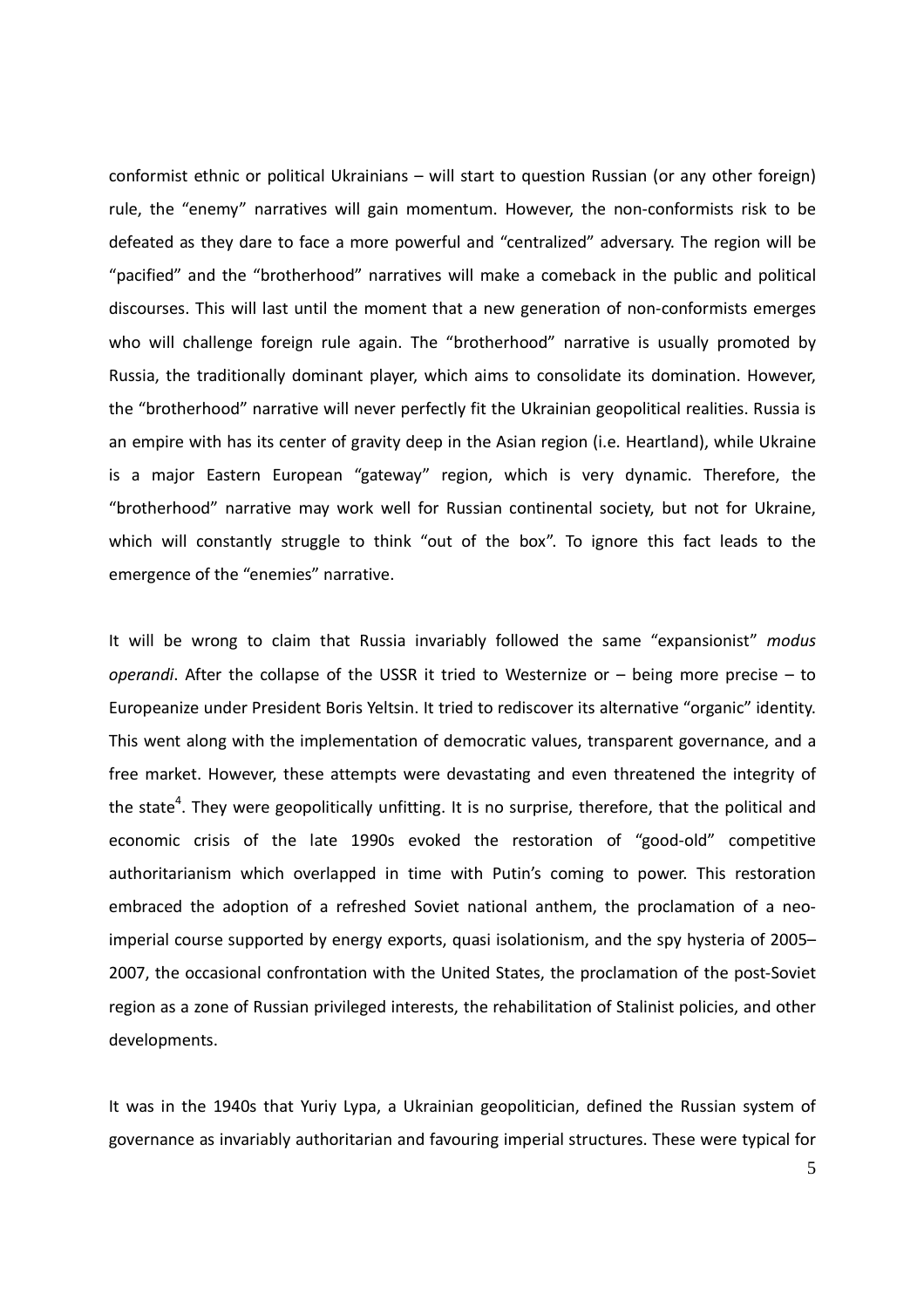conformist ethnic or political Ukrainians – will start to question Russian (or any other foreign) rule, the "enemy" narratives will gain momentum. However, the non-conformists risk to be defeated as they dare to face a more powerful and "centralized" adversary. The region will be "pacified" and the "brotherhood" narratives will make a comeback in the public and political discourses. This will last until the moment that a new generation of non-conformists emerges who will challenge foreign rule again. The "brotherhood" narrative is usually promoted by Russia, the traditionally dominant player, which aims to consolidate its domination. However, the "brotherhood" narrative will never perfectly fit the Ukrainian geopolitical realities. Russia is an empire with has its center of gravity deep in the Asian region (i.e. Heartland), while Ukraine is a major Eastern European "gateway" region, which is very dynamic. Therefore, the "brotherhood" narrative may work well for Russian continental society, but not for Ukraine, which will constantly struggle to think "out of the box". To ignore this fact leads to the emergence of the "enemies" narrative.

It will be wrong to claim that Russia invariably followed the same "expansionist" *modus operandi*. After the collapse of the USSR it tried to Westernize or – being more precise – to Europeanize under President Boris Yeltsin. It tried to rediscover its alternative "organic" identity. This went along with the implementation of democratic values, transparent governance, and a free market. However, these attempts were devastating and even threatened the integrity of the state[4]. They were geopolitically unfitting. It is no surprise, therefore, that the political and economic crisis of the late 1990s evoked the restoration of "good-old" competitive authoritarianism which overlapped in time with Putin's coming to power. This restoration embraced the adoption of a refreshed Soviet national anthem, the proclamation of a neo-imperial course supported by energy exports, quasi isolationism, and the spy hysteria of 2005–2007, the occasional confrontation with the United States, the proclamation of the post-Soviet region as a zone of Russian privileged interests, the rehabilitation of Stalinist policies, and other developments.

It was in the 1940s that Yuriy Lypa, a Ukrainian geopolitician, defined the Russian system of governance as invariably authoritarian and favouring imperial structures. These were typical for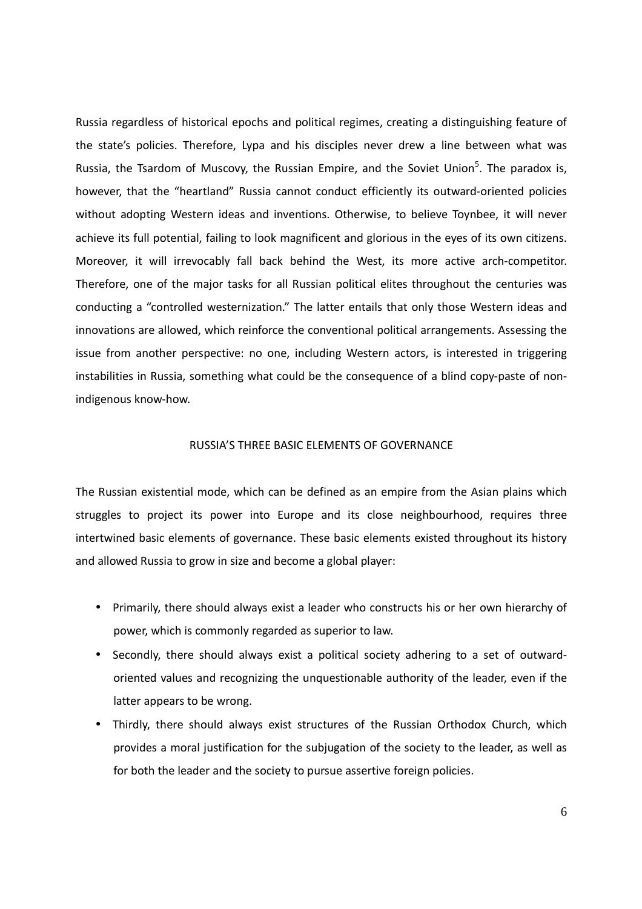Russia regardless of historical epochs and political regimes, creating a distinguishing feature of the state's policies. Therefore, Lypa and his disciples never drew a line between what was Russia, the Tsardom of Muscovy, the Russian Empire, and the Soviet Union[5]. The paradox is, however, that the "heartland" Russia cannot conduct efficiently its outward-oriented policies without adopting Western ideas and inventions. Otherwise, to believe Toynbee, it will never achieve its full potential, failing to look magnificent and glorious in the eyes of its own citizens. Moreover, it will irrevocably fall back behind the West, its more active arch-competitor. Therefore, one of the major tasks for all Russian political elites throughout the centuries was conducting a "controlled westernization." The latter entails that only those Western ideas and innovations are allowed, which reinforce the conventional political arrangements. Assessing the issue from another perspective: no one, including Western actors, is interested in triggering instabilities in Russia, something what could be the consequence of a blind copy-paste of non-indigenous know-how.

## RUSSIA'S THREE BASIC ELEMENTS OF GOVERNANCE

The Russian existential mode, which can be defined as an empire from the Asian plains which struggles to project its power into Europe and its close neighbourhood, requires three intertwined basic elements of governance. These basic elements existed throughout its history and allowed Russia to grow in size and become a global player:

- Primarily, there should always exist a leader who constructs his or her own hierarchy of power, which is commonly regarded as superior to law.
- Secondly, there should always exist a political society adhering to a set of outward-oriented values and recognizing the unquestionable authority of the leader, even if the latter appears to be wrong.
- Thirdly, there should always exist structures of the Russian Orthodox Church, which provides a moral justification for the subjugation of the society to the leader, as well as for both the leader and the society to pursue assertive foreign policies.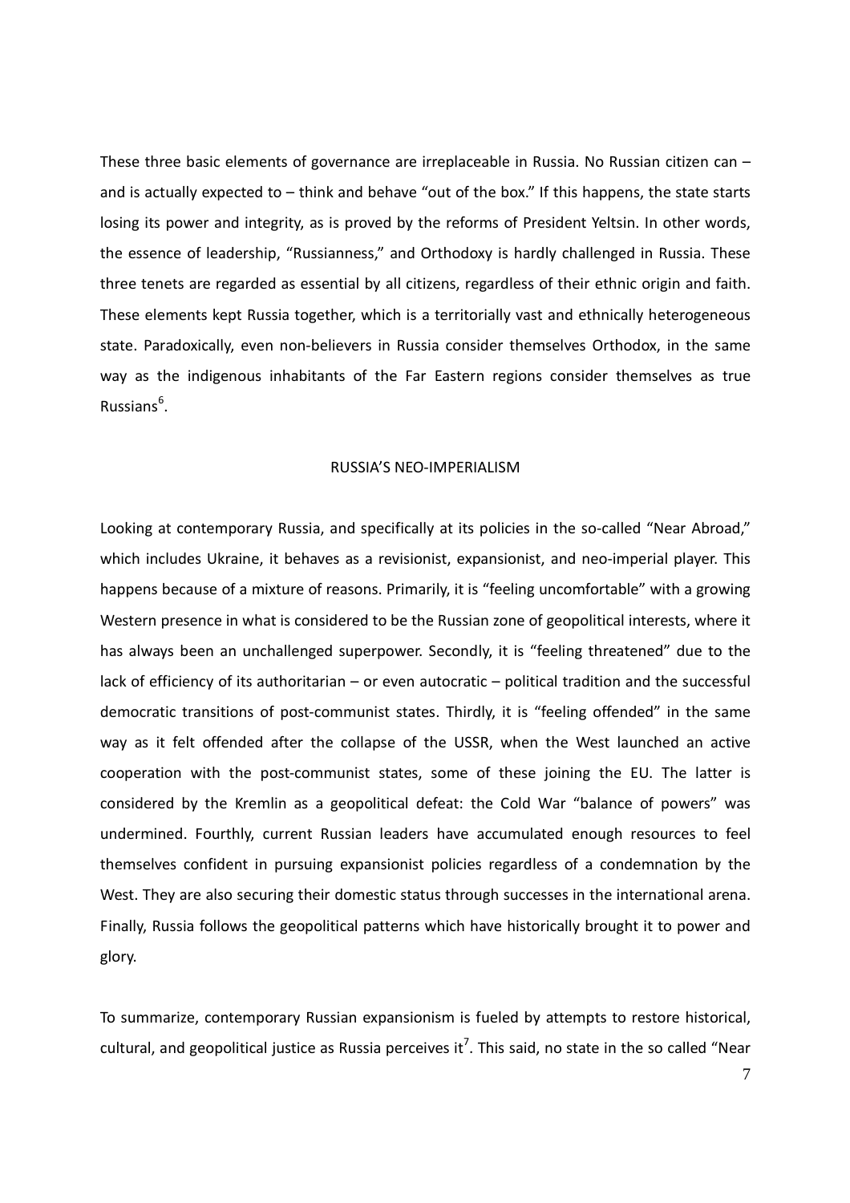These three basic elements of governance are irreplaceable in Russia. No Russian citizen can – and is actually expected to – think and behave "out of the box." If this happens, the state starts losing its power and integrity, as is proved by the reforms of President Yeltsin. In other words, the essence of leadership, "Russianness," and Orthodoxy is hardly challenged in Russia. These three tenets are regarded as essential by all citizens, regardless of their ethnic origin and faith. These elements kept Russia together, which is a territorially vast and ethnically heterogeneous state. Paradoxically, even non-believers in Russia consider themselves Orthodox, in the same way as the indigenous inhabitants of the Far Eastern regions consider themselves as true Russians[6].

## RUSSIA'S NEO-IMPERIALISM

Looking at contemporary Russia, and specifically at its policies in the so-called "Near Abroad," which includes Ukraine, it behaves as a revisionist, expansionist, and neo-imperial player. This happens because of a mixture of reasons. Primarily, it is "feeling uncomfortable" with a growing Western presence in what is considered to be the Russian zone of geopolitical interests, where it has always been an unchallenged superpower. Secondly, it is "feeling threatened" due to the lack of efficiency of its authoritarian – or even autocratic – political tradition and the successful democratic transitions of post-communist states. Thirdly, it is "feeling offended" in the same way as it felt offended after the collapse of the USSR, when the West launched an active cooperation with the post-communist states, some of these joining the EU. The latter is considered by the Kremlin as a geopolitical defeat: the Cold War "balance of powers" was undermined. Fourthly, current Russian leaders have accumulated enough resources to feel themselves confident in pursuing expansionist policies regardless of a condemnation by the West. They are also securing their domestic status through successes in the international arena. Finally, Russia follows the geopolitical patterns which have historically brought it to power and glory.

To summarize, contemporary Russian expansionism is fueled by attempts to restore historical, cultural, and geopolitical justice as Russia perceives it[7]. This said, no state in the so called "Near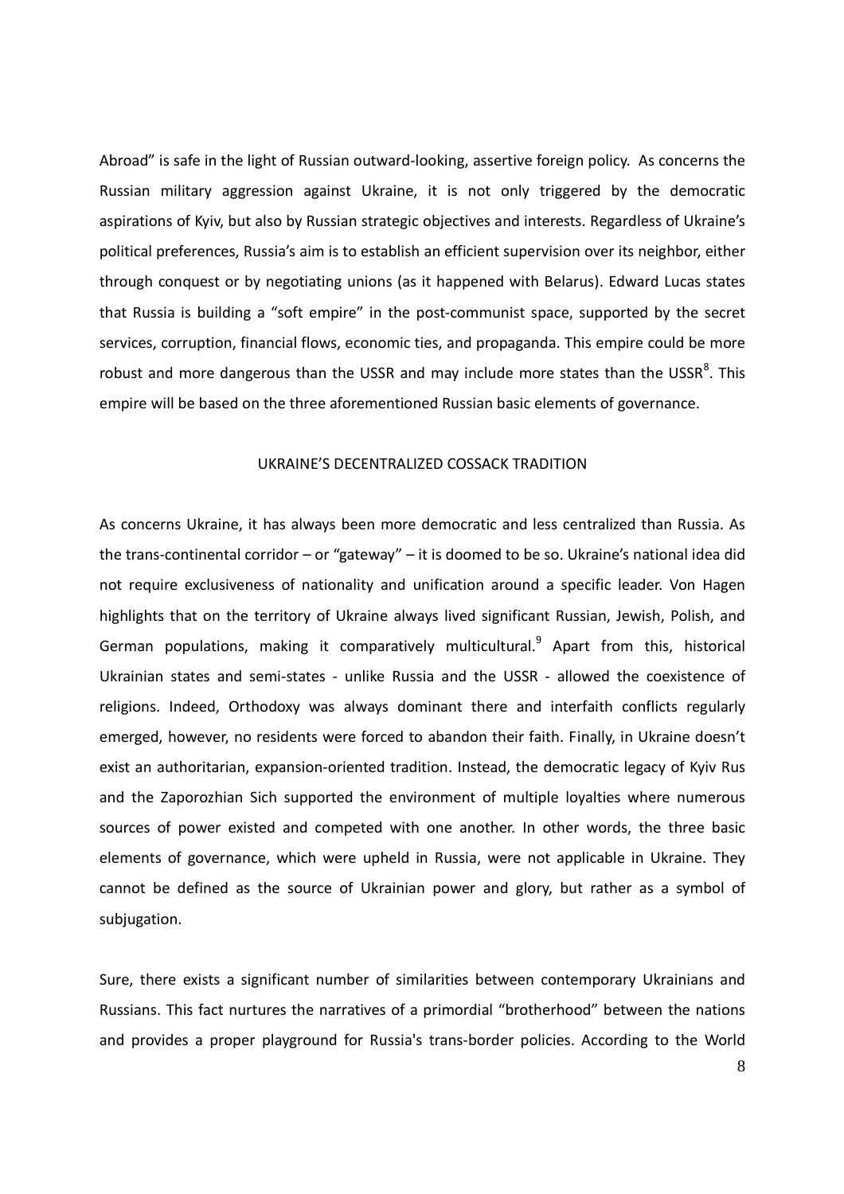Abroad" is safe in the light of Russian outward-looking, assertive foreign policy. As concerns the Russian military aggression against Ukraine, it is not only triggered by the democratic aspirations of Kyiv, but also by Russian strategic objectives and interests. Regardless of Ukraine's political preferences, Russia's aim is to establish an efficient supervision over its neighbor, either through conquest or by negotiating unions (as it happened with Belarus). Edward Lucas states that Russia is building a "soft empire" in the post-communist space, supported by the secret services, corruption, financial flows, economic ties, and propaganda. This empire could be more robust and more dangerous than the USSR and may include more states than the USSR[8]. This empire will be based on the three aforementioned Russian basic elements of governance.

## UKRAINE'S DECENTRALIZED COSSACK TRADITION

As concerns Ukraine, it has always been more democratic and less centralized than Russia. As the trans-continental corridor – or "gateway" – it is doomed to be so. Ukraine's national idea did not require exclusiveness of nationality and unification around a specific leader. Von Hagen highlights that on the territory of Ukraine always lived significant Russian, Jewish, Polish, and German populations, making it comparatively multicultural.[9] Apart from this, historical Ukrainian states and semi-states - unlike Russia and the USSR - allowed the coexistence of religions. Indeed, Orthodoxy was always dominant there and interfaith conflicts regularly emerged, however, no residents were forced to abandon their faith. Finally, in Ukraine doesn't exist an authoritarian, expansion-oriented tradition. Instead, the democratic legacy of Kyiv Rus and the Zaporozhian Sich supported the environment of multiple loyalties where numerous sources of power existed and competed with one another. In other words, the three basic elements of governance, which were upheld in Russia, were not applicable in Ukraine. They cannot be defined as the source of Ukrainian power and glory, but rather as a symbol of subjugation.

Sure, there exists a significant number of similarities between contemporary Ukrainians and Russians. This fact nurtures the narratives of a primordial "brotherhood" between the nations and provides a proper playground for Russia's trans-border policies. According to the World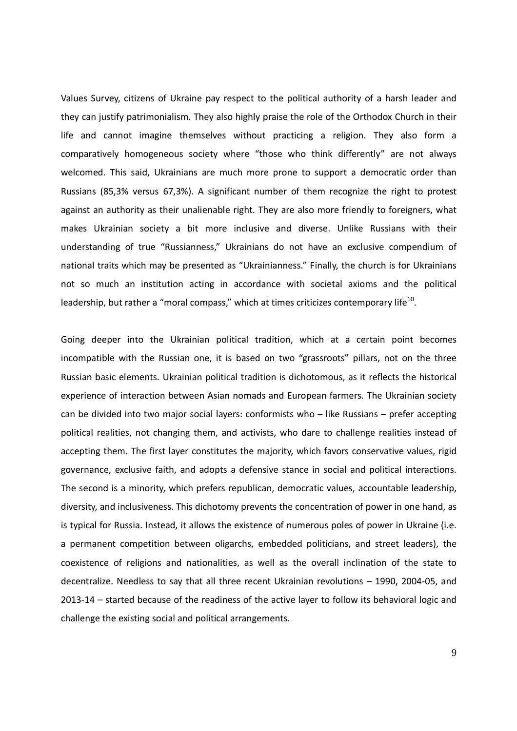Values Survey, citizens of Ukraine pay respect to the political authority of a harsh leader and they can justify patrimonialism. They also highly praise the role of the Orthodox Church in their life and cannot imagine themselves without practicing a religion. They also form a comparatively homogeneous society where "those who think differently" are not always welcomed. This said, Ukrainians are much more prone to support a democratic order than Russians (85,3% versus 67,3%). A significant number of them recognize the right to protest against an authority as their unalienable right. They are also more friendly to foreigners, what makes Ukrainian society a bit more inclusive and diverse. Unlike Russians with their understanding of true "Russianness," Ukrainians do not have an exclusive compendium of national traits which may be presented as "Ukrainianness." Finally, the church is for Ukrainians not so much an institution acting in accordance with societal axioms and the political leadership, but rather a "moral compass," which at times criticizes contemporary life[10].

Going deeper into the Ukrainian political tradition, which at a certain point becomes incompatible with the Russian one, it is based on two "grassroots" pillars, not on the three Russian basic elements. Ukrainian political tradition is dichotomous, as it reflects the historical experience of interaction between Asian nomads and European farmers. The Ukrainian society can be divided into two major social layers: conformists who – like Russians – prefer accepting political realities, not changing them, and activists, who dare to challenge realities instead of accepting them. The first layer constitutes the majority, which favors conservative values, rigid governance, exclusive faith, and adopts a defensive stance in social and political interactions. The second is a minority, which prefers republican, democratic values, accountable leadership, diversity, and inclusiveness. This dichotomy prevents the concentration of power in one hand, as is typical for Russia. Instead, it allows the existence of numerous poles of power in Ukraine (i.e. a permanent competition between oligarchs, embedded politicians, and street leaders), the coexistence of religions and nationalities, as well as the overall inclination of the state to decentralize. Needless to say that all three recent Ukrainian revolutions – 1990, 2004-05, and 2013-14 – started because of the readiness of the active layer to follow its behavioral logic and challenge the existing social and political arrangements.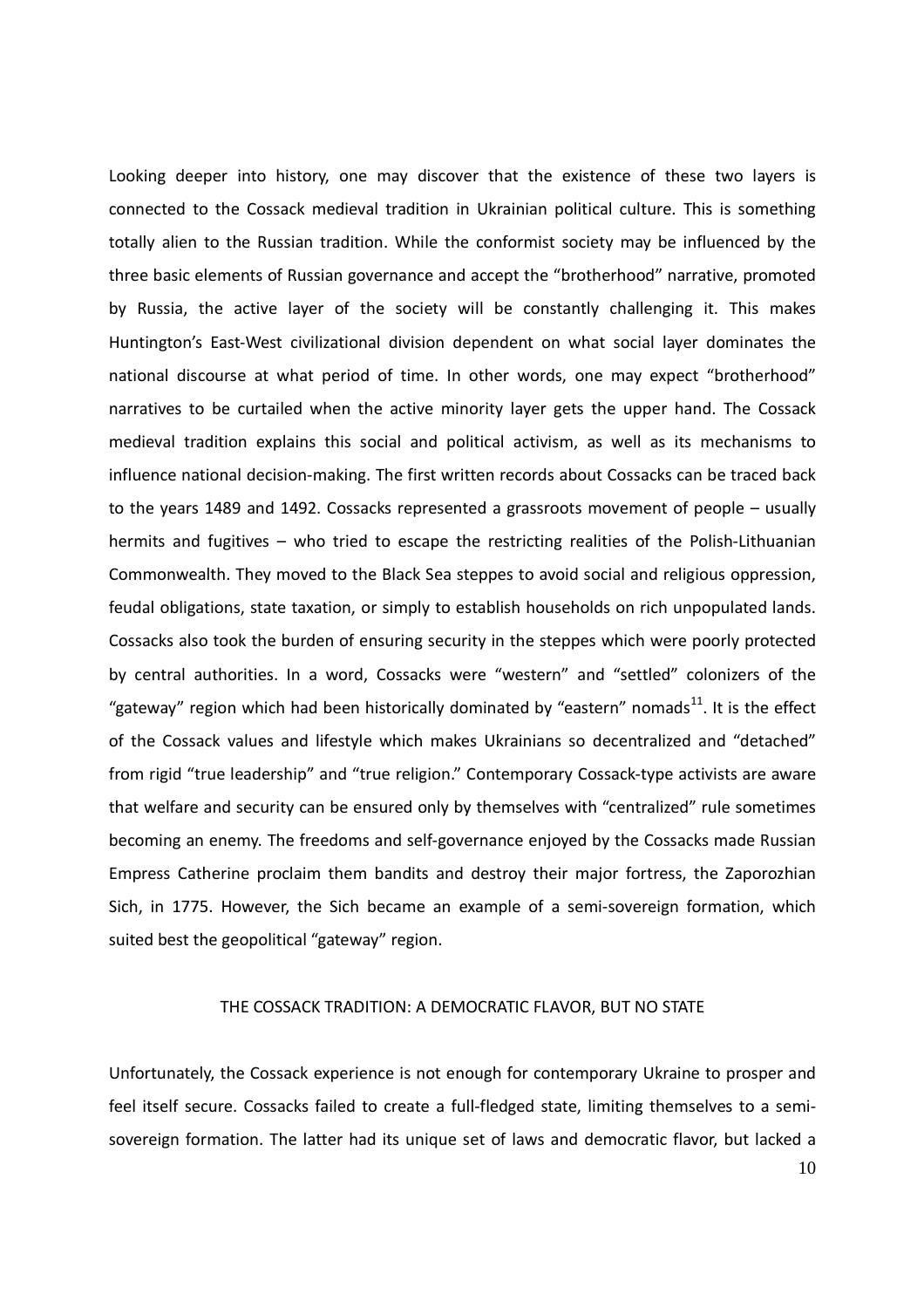Looking deeper into history, one may discover that the existence of these two layers is connected to the Cossack medieval tradition in Ukrainian political culture. This is something totally alien to the Russian tradition. While the conformist society may be influenced by the three basic elements of Russian governance and accept the "brotherhood" narrative, promoted by Russia, the active layer of the society will be constantly challenging it. This makes Huntington's East-West civilizational division dependent on what social layer dominates the national discourse at what period of time. In other words, one may expect "brotherhood" narratives to be curtailed when the active minority layer gets the upper hand. The Cossack medieval tradition explains this social and political activism, as well as its mechanisms to influence national decision-making. The first written records about Cossacks can be traced back to the years 1489 and 1492. Cossacks represented a grassroots movement of people – usually hermits and fugitives – who tried to escape the restricting realities of the Polish-Lithuanian Commonwealth. They moved to the Black Sea steppes to avoid social and religious oppression, feudal obligations, state taxation, or simply to establish households on rich unpopulated lands. Cossacks also took the burden of ensuring security in the steppes which were poorly protected by central authorities. In a word, Cossacks were "western" and "settled" colonizers of the "gateway" region which had been historically dominated by "eastern" nomads[11]. It is the effect of the Cossack values and lifestyle which makes Ukrainians so decentralized and "detached" from rigid "true leadership" and "true religion." Contemporary Cossack-type activists are aware that welfare and security can be ensured only by themselves with "centralized" rule sometimes becoming an enemy. The freedoms and self-governance enjoyed by the Cossacks made Russian Empress Catherine proclaim them bandits and destroy their major fortress, the Zaporozhian Sich, in 1775. However, the Sich became an example of a semi-sovereign formation, which suited best the geopolitical "gateway" region.

## THE COSSACK TRADITION: A DEMOCRATIC FLAVOR, BUT NO STATE

Unfortunately, the Cossack experience is not enough for contemporary Ukraine to prosper and feel itself secure. Cossacks failed to create a full-fledged state, limiting themselves to a semi-sovereign formation. The latter had its unique set of laws and democratic flavor, but lacked a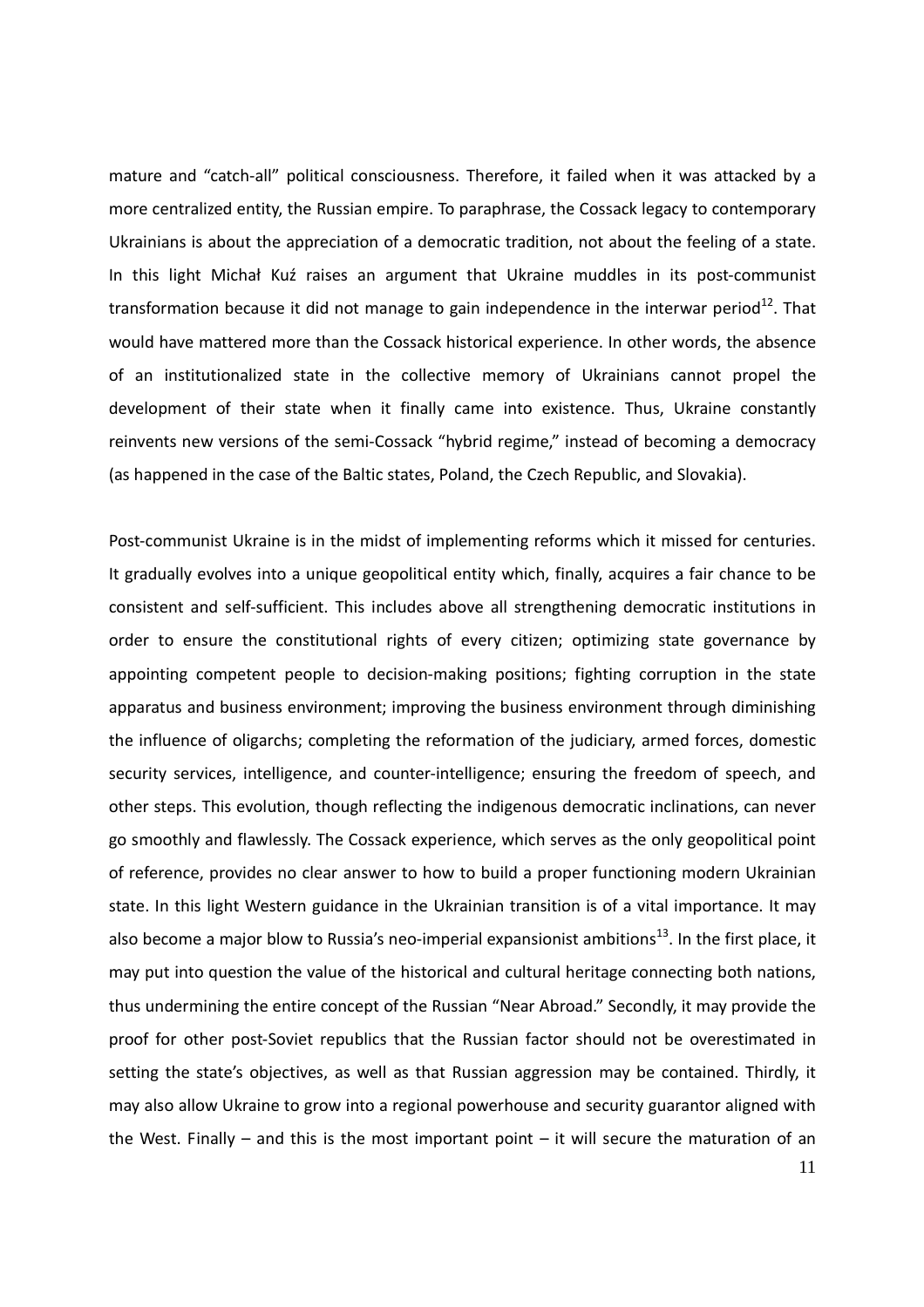mature and "catch-all" political consciousness. Therefore, it failed when it was attacked by a more centralized entity, the Russian empire. To paraphrase, the Cossack legacy to contemporary Ukrainians is about the appreciation of a democratic tradition, not about the feeling of a state. In this light Michał Kuź raises an argument that Ukraine muddles in its post-communist transformation because it did not manage to gain independence in the interwar period[12]. That would have mattered more than the Cossack historical experience. In other words, the absence of an institutionalized state in the collective memory of Ukrainians cannot propel the development of their state when it finally came into existence. Thus, Ukraine constantly reinvents new versions of the semi-Cossack "hybrid regime," instead of becoming a democracy (as happened in the case of the Baltic states, Poland, the Czech Republic, and Slovakia).

Post-communist Ukraine is in the midst of implementing reforms which it missed for centuries. It gradually evolves into a unique geopolitical entity which, finally, acquires a fair chance to be consistent and self-sufficient. This includes above all strengthening democratic institutions in order to ensure the constitutional rights of every citizen; optimizing state governance by appointing competent people to decision-making positions; fighting corruption in the state apparatus and business environment; improving the business environment through diminishing the influence of oligarchs; completing the reformation of the judiciary, armed forces, domestic security services, intelligence, and counter-intelligence; ensuring the freedom of speech, and other steps. This evolution, though reflecting the indigenous democratic inclinations, can never go smoothly and flawlessly. The Cossack experience, which serves as the only geopolitical point of reference, provides no clear answer to how to build a proper functioning modern Ukrainian state. In this light Western guidance in the Ukrainian transition is of a vital importance. It may also become a major blow to Russia's neo-imperial expansionist ambitions[13]. In the first place, it may put into question the value of the historical and cultural heritage connecting both nations, thus undermining the entire concept of the Russian "Near Abroad." Secondly, it may provide the proof for other post-Soviet republics that the Russian factor should not be overestimated in setting the state's objectives, as well as that Russian aggression may be contained. Thirdly, it may also allow Ukraine to grow into a regional powerhouse and security guarantor aligned with the West. Finally – and this is the most important point – it will secure the maturation of an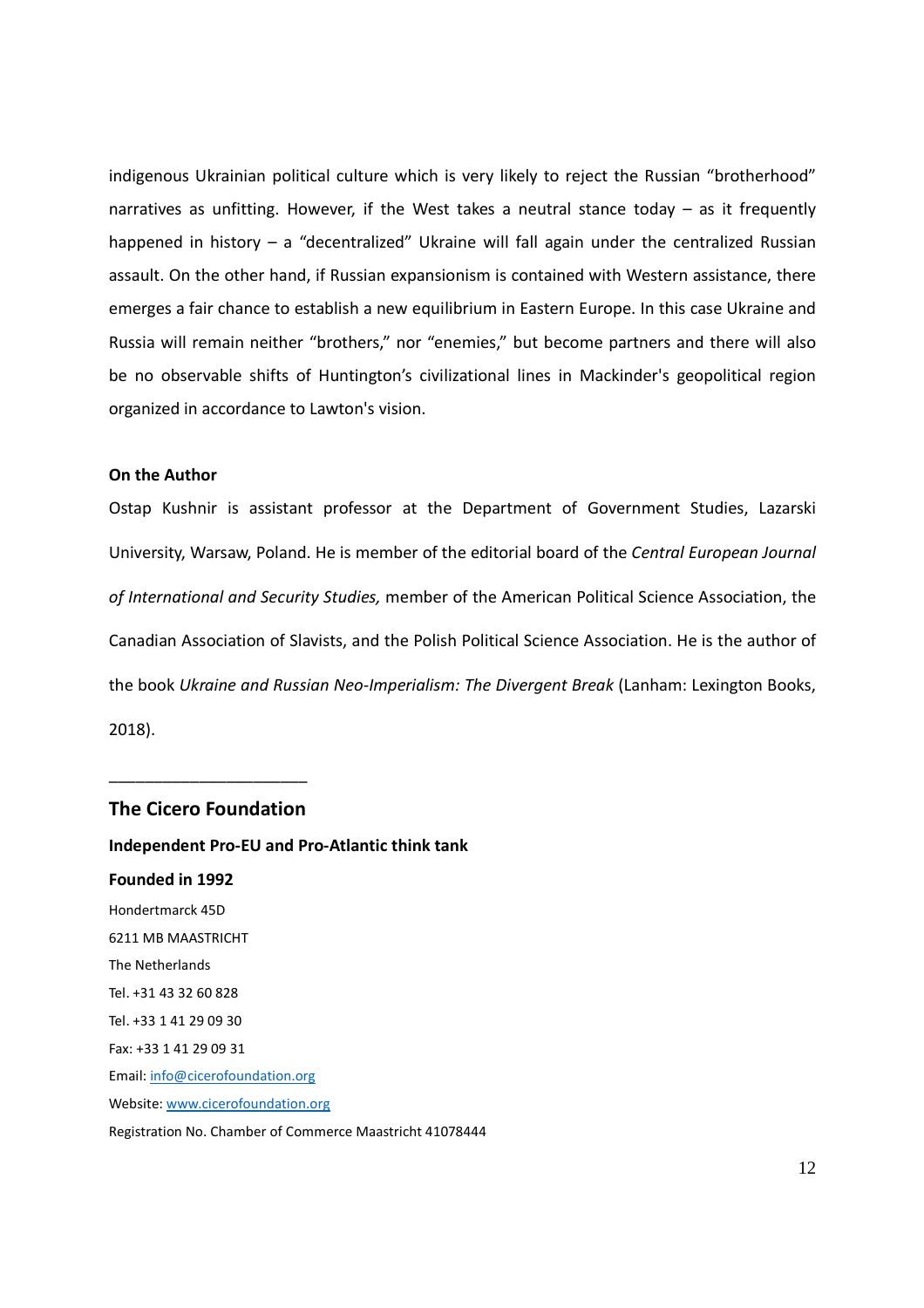indigenous Ukrainian political culture which is very likely to reject the Russian "brotherhood" narratives as unfitting. However, if the West takes a neutral stance today – as it frequently happened in history – a "decentralized" Ukraine will fall again under the centralized Russian assault. On the other hand, if Russian expansionism is contained with Western assistance, there emerges a fair chance to establish a new equilibrium in Eastern Europe. In this case Ukraine and Russia will remain neither "brothers," nor "enemies," but become partners and there will also be no observable shifts of Huntington's civilizational lines in Mackinder's geopolitical region organized in accordance to Lawton's vision.

**On the Author**

Ostap Kushnir is assistant professor at the Department of Government Studies, Lazarski University, Warsaw, Poland. He is member of the editorial board of the *Central European Journal of International and Security Studies,* member of the American Political Science Association, the Canadian Association of Slavists, and the Polish Political Science Association. He is the author of the book *Ukraine and Russian Neo-Imperialism: The Divergent Break* (Lanham: Lexington Books, 2018).

______________________

## The Cicero Foundation

**Independent Pro-EU and Pro-Atlantic think tank**

**Founded in 1992**

Hondertmarck 45D

6211 MB MAASTRICHT

The Netherlands

Tel. +31 43 32 60 828

Tel. +33 1 41 29 09 30

Fax: +33 1 41 29 09 31

Email: info@cicerofoundation.org

Website: www.cicerofoundation.org

Registration No. Chamber of Commerce Maastricht 41078444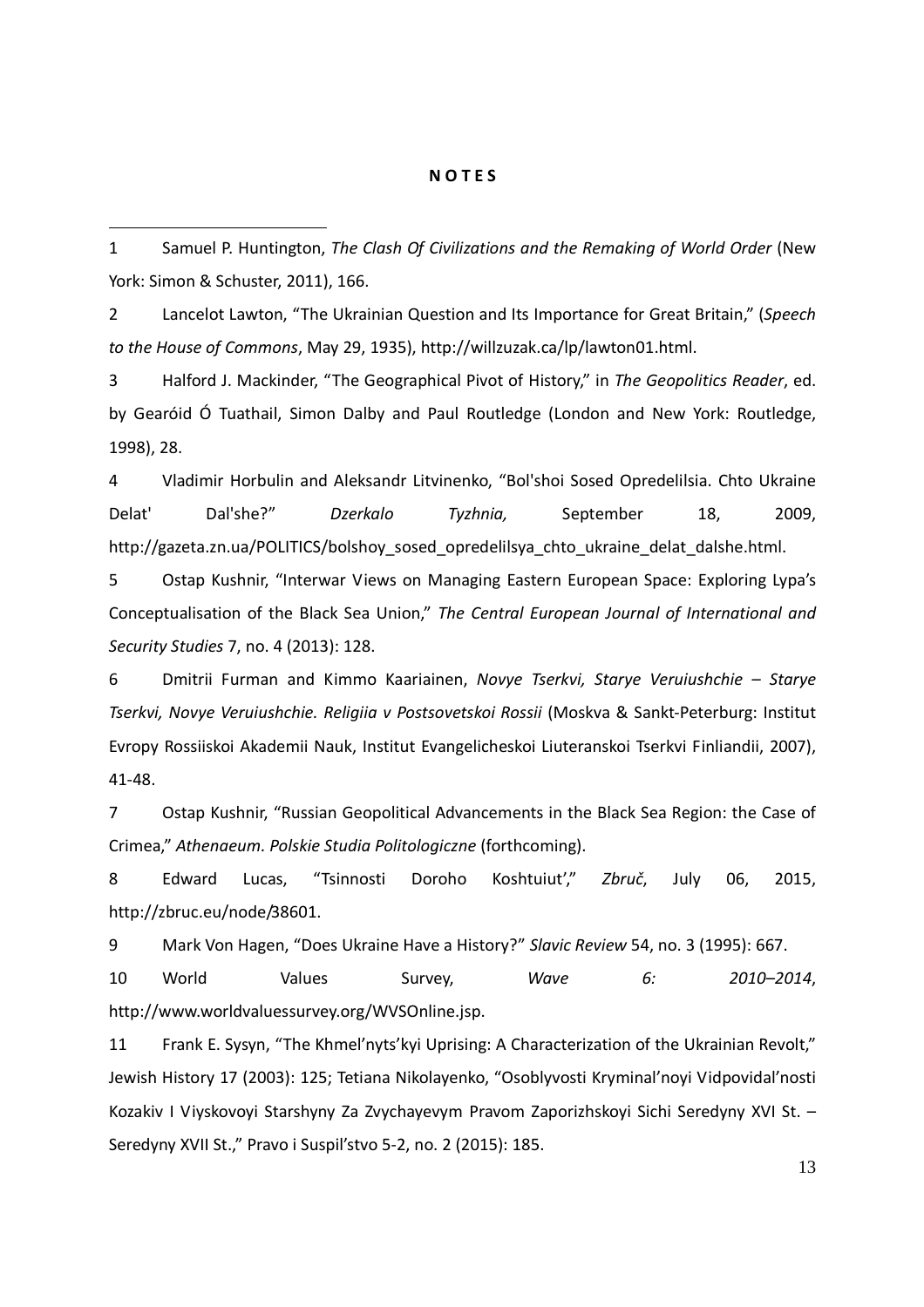**N O T E S**

1 Samuel P. Huntington, *The Clash Of Civilizations and the Remaking of World Order* (New York: Simon & Schuster, 2011), 166.

2 Lancelot Lawton, "The Ukrainian Question and Its Importance for Great Britain," (*Speech to the House of Commons*, May 29, 1935), http://willzuzak.ca/lp/lawton01.html.

3 Halford J. Mackinder, "The Geographical Pivot of History," in *The Geopolitics Reader*, ed. by Gearóid Ó Tuathail, Simon Dalby and Paul Routledge (London and New York: Routledge, 1998), 28.

4 Vladimir Horbulin and Aleksandr Litvinenko, "Bol'shoi Sosed Opredelilsia. Chto Ukraine Delat' Dal'she?" *Dzerkalo Tyzhnia,* September 18, 2009, http://gazeta.zn.ua/POLITICS/bolshoy_sosed_opredelilsya_chto_ukraine_delat_dalshe.html.

5 Ostap Kushnir, "Interwar Views on Managing Eastern European Space: Exploring Lypa's Conceptualisation of the Black Sea Union," *The Central European Journal of International and Security Studies* 7, no. 4 (2013): 128.

6 Dmitrii Furman and Kimmo Kaariainen, *Novye Tserkvi, Starye Veruiushchie – Starye Tserkvi, Novye Veruiushchie. Religiia v Postsovetskoi Rossii* (Moskva & Sankt-Peterburg: Institut Evropy Rossiiskoi Akademii Nauk, Institut Evangelicheskoi Liuteranskoi Tserkvi Finliandii, 2007), 41-48.

7 Ostap Kushnir, "Russian Geopolitical Advancements in the Black Sea Region: the Case of Crimea," *Athenaeum. Polskie Studia Politologiczne* (forthcoming).

8 Edward Lucas, "Tsinnosti Doroho Koshtuiut'," *Zbruč*, July 06, 2015, http://zbruc.eu/node/38601.

9 Mark Von Hagen, "Does Ukraine Have a History?" *Slavic Review* 54, no. 3 (1995): 667.

10 World Values Survey, *Wave 6: 2010–2014*, http://www.worldvaluessurvey.org/WVSOnline.jsp.

11 Frank E. Sysyn, "The Khmel'nyts'kyi Uprising: A Characterization of the Ukrainian Revolt," Jewish History 17 (2003): 125; Tetiana Nikolayenko, "Osoblyvosti Kryminal'noyi Vidpovidal'nosti Kozakiv I Viyskovoyi Starshyny Za Zvychayevym Pravom Zaporizhskoyi Sichi Seredyny XVI St. – Seredyny XVII St.," Pravo i Suspil'stvo 5-2, no. 2 (2015): 185.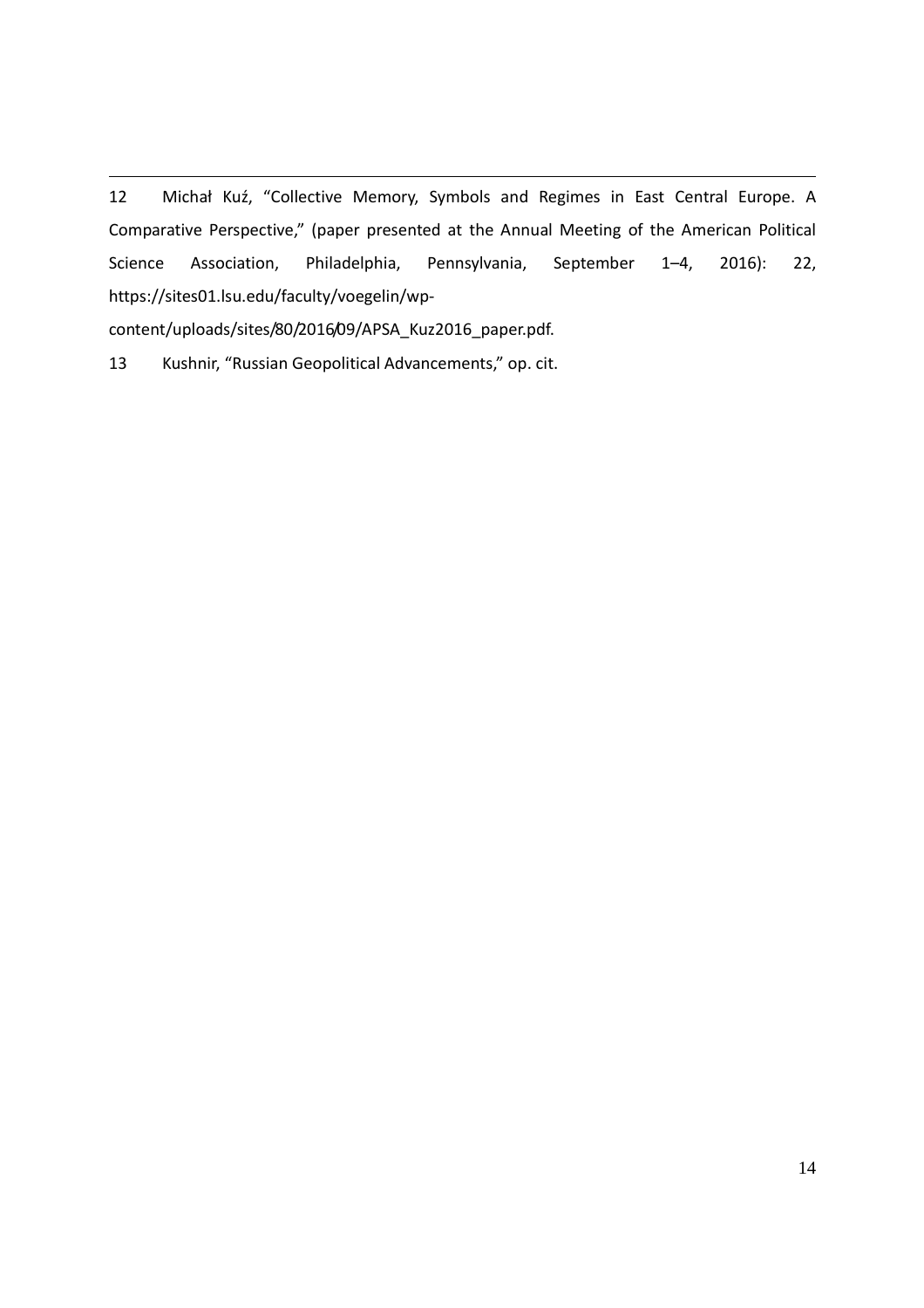12 Michał Kuź, "Collective Memory, Symbols and Regimes in East Central Europe. A Comparative Perspective," (paper presented at the Annual Meeting of the American Political Science Association, Philadelphia, Pennsylvania, September 1–4, 2016): 22, https://sites01.lsu.edu/faculty/voegelin/wp-content/uploads/sites/80/2016/09/APSA_Kuz2016_paper.pdf.

13 Kushnir, "Russian Geopolitical Advancements," op. cit.